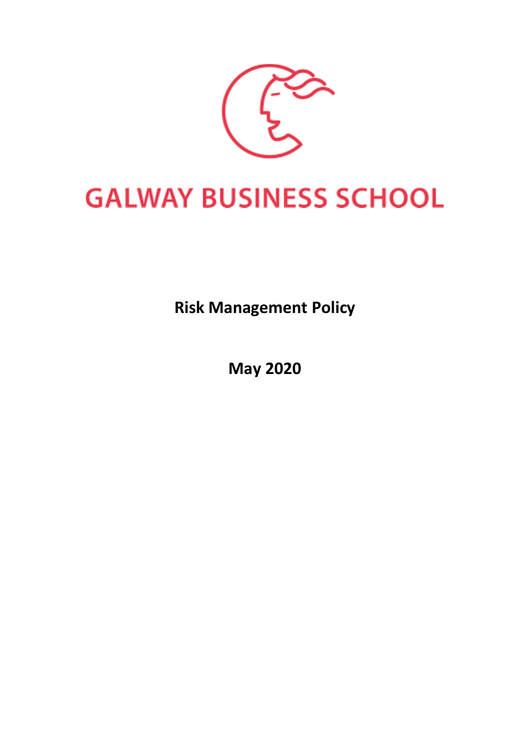# GALWAY BUSINESS SCHOOL

**Risk Management Policy**

**May 2020**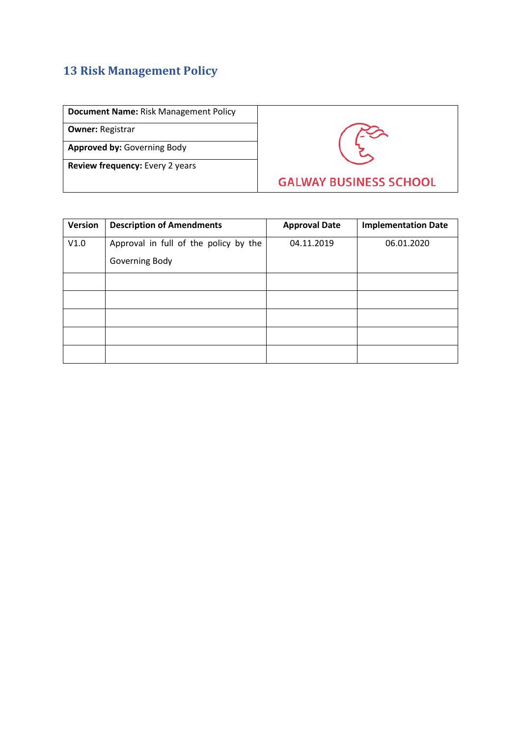# 13 Risk Management Policy

| **Document Name:** Risk Management Policy | GALWAY BUSINESS SCHOOL |
|---|---|
| **Owner:** Registrar | |
| **Approved by:** Governing Body | |
| **Review frequency:** Every 2 years | |

| Version | Description of Amendments | Approval Date | Implementation Date |
|---|---|---|---|
| V1.0 | Approval in full of the policy by the Governing Body | 04.11.2019 | 06.01.2020 |
| | | | |
| | | | |
| | | | |
| | | | |
| | | | |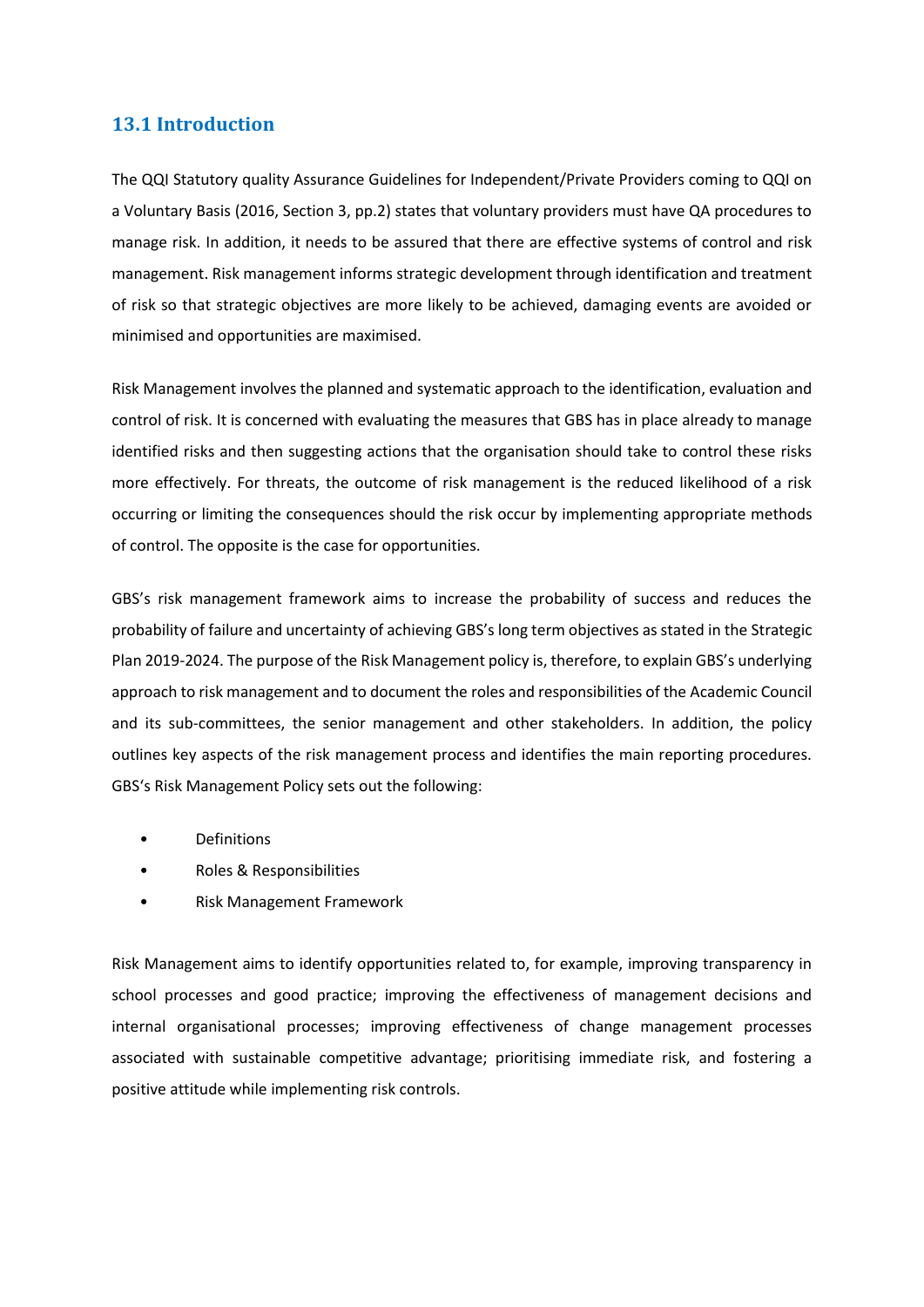## 13.1 Introduction

The QQI Statutory quality Assurance Guidelines for Independent/Private Providers coming to QQI on a Voluntary Basis (2016, Section 3, pp.2) states that voluntary providers must have QA procedures to manage risk. In addition, it needs to be assured that there are effective systems of control and risk management. Risk management informs strategic development through identification and treatment of risk so that strategic objectives are more likely to be achieved, damaging events are avoided or minimised and opportunities are maximised.

Risk Management involves the planned and systematic approach to the identification, evaluation and control of risk. It is concerned with evaluating the measures that GBS has in place already to manage identified risks and then suggesting actions that the organisation should take to control these risks more effectively. For threats, the outcome of risk management is the reduced likelihood of a risk occurring or limiting the consequences should the risk occur by implementing appropriate methods of control. The opposite is the case for opportunities.

GBS's risk management framework aims to increase the probability of success and reduces the probability of failure and uncertainty of achieving GBS's long term objectives as stated in the Strategic Plan 2019-2024. The purpose of the Risk Management policy is, therefore, to explain GBS's underlying approach to risk management and to document the roles and responsibilities of the Academic Council and its sub-committees, the senior management and other stakeholders. In addition, the policy outlines key aspects of the risk management process and identifies the main reporting procedures. GBS's Risk Management Policy sets out the following:

- Definitions
- Roles & Responsibilities
- Risk Management Framework

Risk Management aims to identify opportunities related to, for example, improving transparency in school processes and good practice; improving the effectiveness of management decisions and internal organisational processes; improving effectiveness of change management processes associated with sustainable competitive advantage; prioritising immediate risk, and fostering a positive attitude while implementing risk controls.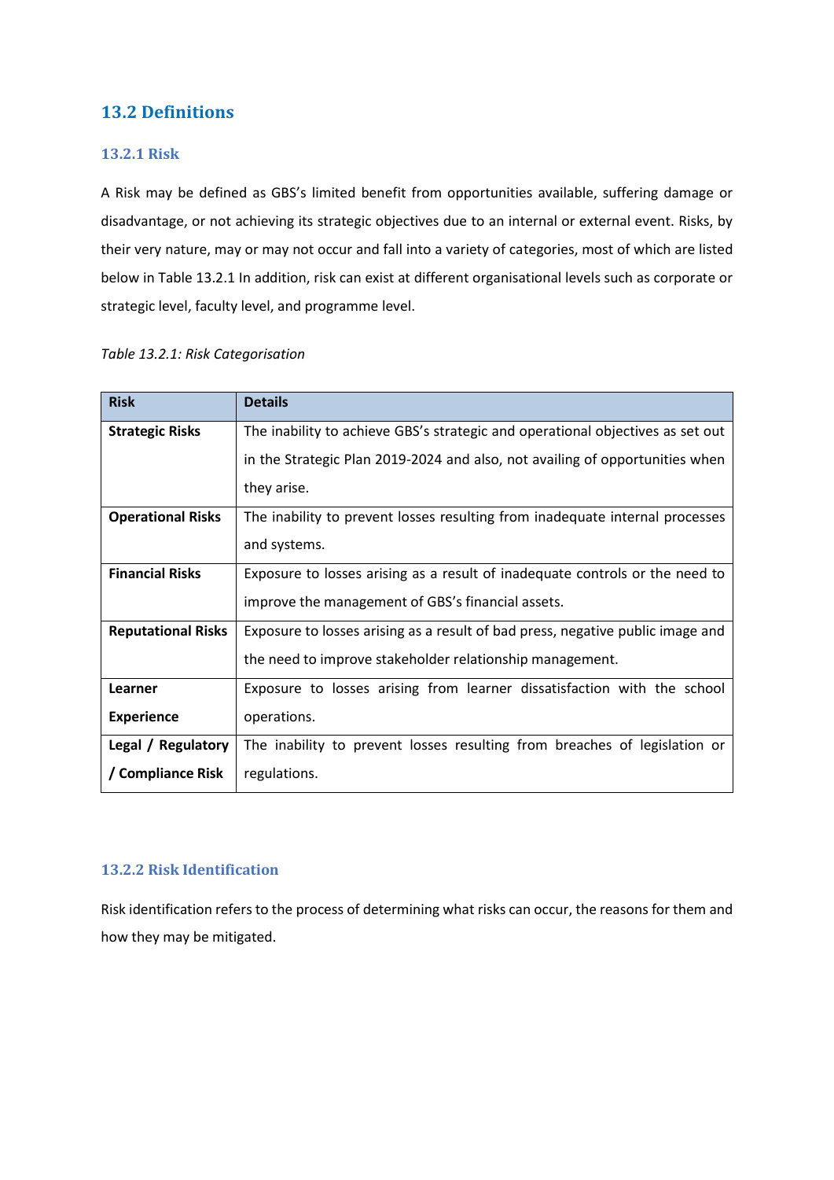## 13.2 Definitions

### 13.2.1 Risk

A Risk may be defined as GBS's limited benefit from opportunities available, suffering damage or disadvantage, or not achieving its strategic objectives due to an internal or external event. Risks, by their very nature, may or may not occur and fall into a variety of categories, most of which are listed below in Table 13.2.1 In addition, risk can exist at different organisational levels such as corporate or strategic level, faculty level, and programme level.

*Table 13.2.1: Risk Categorisation*

| Risk | Details |
|---|---|
| **Strategic Risks** | The inability to achieve GBS's strategic and operational objectives as set out in the Strategic Plan 2019-2024 and also, not availing of opportunities when they arise. |
| **Operational Risks** | The inability to prevent losses resulting from inadequate internal processes and systems. |
| **Financial Risks** | Exposure to losses arising as a result of inadequate controls or the need to improve the management of GBS's financial assets. |
| **Reputational Risks** | Exposure to losses arising as a result of bad press, negative public image and the need to improve stakeholder relationship management. |
| **Learner Experience** | Exposure to losses arising from learner dissatisfaction with the school operations. |
| **Legal / Regulatory / Compliance Risk** | The inability to prevent losses resulting from breaches of legislation or regulations. |

### 13.2.2 Risk Identification

Risk identification refers to the process of determining what risks can occur, the reasons for them and how they may be mitigated.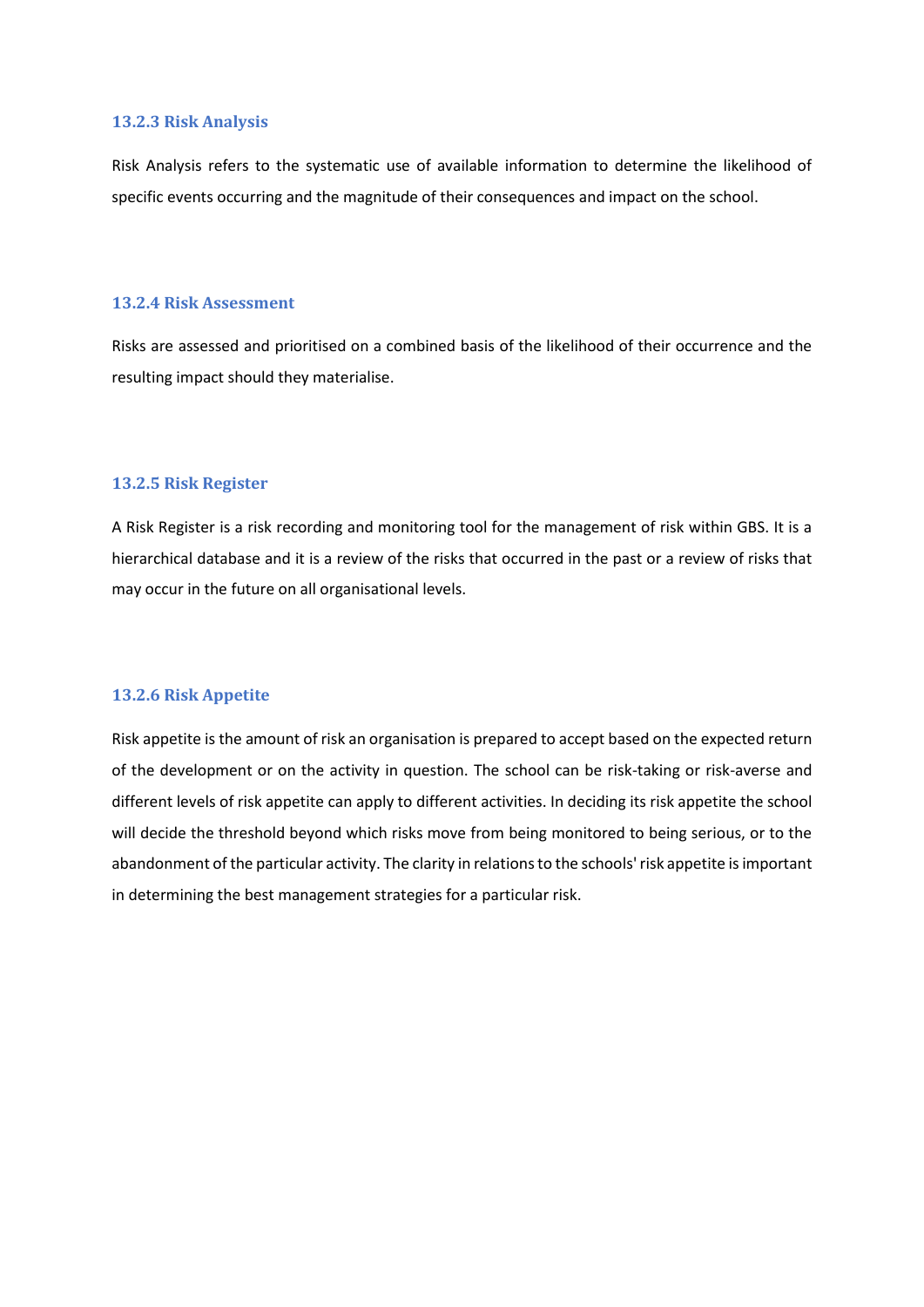### 13.2.3 Risk Analysis

Risk Analysis refers to the systematic use of available information to determine the likelihood of specific events occurring and the magnitude of their consequences and impact on the school.

### 13.2.4 Risk Assessment

Risks are assessed and prioritised on a combined basis of the likelihood of their occurrence and the resulting impact should they materialise.

### 13.2.5 Risk Register

A Risk Register is a risk recording and monitoring tool for the management of risk within GBS. It is a hierarchical database and it is a review of the risks that occurred in the past or a review of risks that may occur in the future on all organisational levels.

### 13.2.6 Risk Appetite

Risk appetite is the amount of risk an organisation is prepared to accept based on the expected return of the development or on the activity in question. The school can be risk-taking or risk-averse and different levels of risk appetite can apply to different activities. In deciding its risk appetite the school will decide the threshold beyond which risks move from being monitored to being serious, or to the abandonment of the particular activity. The clarity in relations to the schools' risk appetite is important in determining the best management strategies for a particular risk.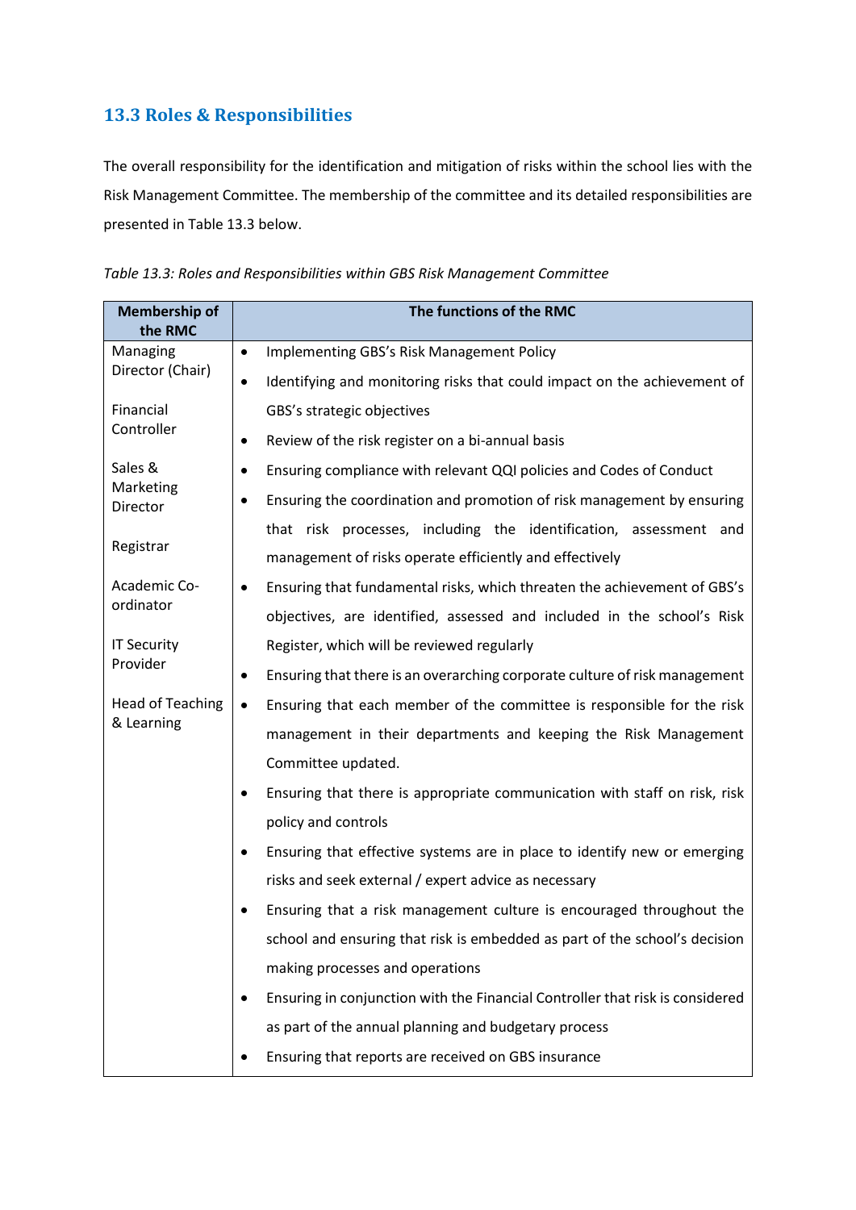## 13.3 Roles & Responsibilities

The overall responsibility for the identification and mitigation of risks within the school lies with the Risk Management Committee. The membership of the committee and its detailed responsibilities are presented in Table 13.3 below.

*Table 13.3: Roles and Responsibilities within GBS Risk Management Committee*

| Membership of the RMC | The functions of the RMC |
| --- | --- |
| Managing Director (Chair)<br><br>Financial Controller<br><br>Sales & Marketing Director<br><br>Registrar<br><br>Academic Co-ordinator<br><br>IT Security Provider<br><br>Head of Teaching & Learning | • Implementing GBS's Risk Management Policy<br>• Identifying and monitoring risks that could impact on the achievement of GBS's strategic objectives<br>• Review of the risk register on a bi-annual basis<br>• Ensuring compliance with relevant QQI policies and Codes of Conduct<br>• Ensuring the coordination and promotion of risk management by ensuring that risk processes, including the identification, assessment and management of risks operate efficiently and effectively<br>• Ensuring that fundamental risks, which threaten the achievement of GBS's objectives, are identified, assessed and included in the school's Risk Register, which will be reviewed regularly<br>• Ensuring that there is an overarching corporate culture of risk management<br>• Ensuring that each member of the committee is responsible for the risk management in their departments and keeping the Risk Management Committee updated.<br>• Ensuring that there is appropriate communication with staff on risk, risk policy and controls<br>• Ensuring that effective systems are in place to identify new or emerging risks and seek external / expert advice as necessary<br>• Ensuring that a risk management culture is encouraged throughout the school and ensuring that risk is embedded as part of the school's decision making processes and operations<br>• Ensuring in conjunction with the Financial Controller that risk is considered as part of the annual planning and budgetary process<br>• Ensuring that reports are received on GBS insurance |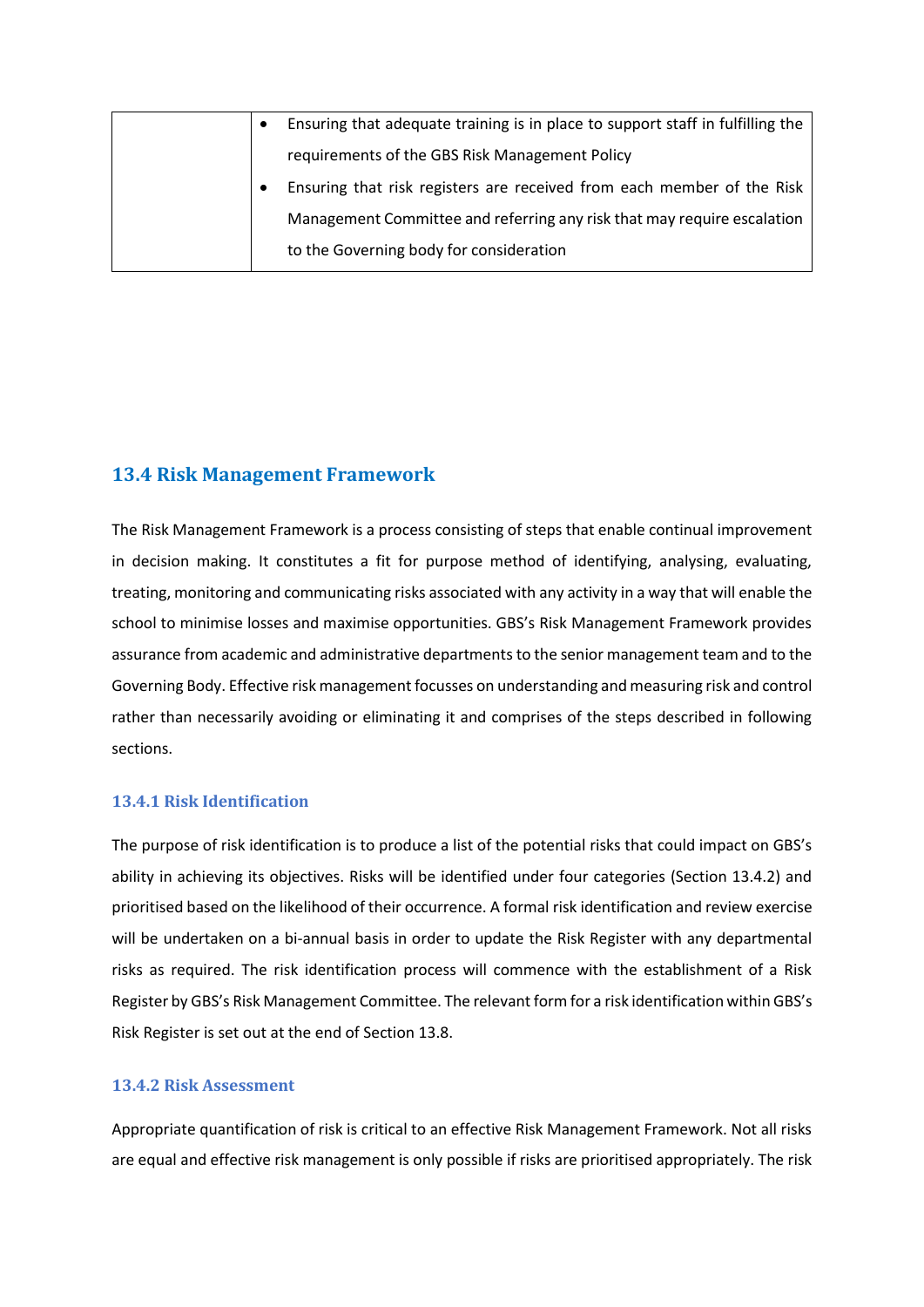| | |
|---|---|
| | • Ensuring that adequate training is in place to support staff in fulfilling the requirements of the GBS Risk Management Policy<br>• Ensuring that risk registers are received from each member of the Risk Management Committee and referring any risk that may require escalation to the Governing body for consideration |

## 13.4 Risk Management Framework

The Risk Management Framework is a process consisting of steps that enable continual improvement in decision making. It constitutes a fit for purpose method of identifying, analysing, evaluating, treating, monitoring and communicating risks associated with any activity in a way that will enable the school to minimise losses and maximise opportunities. GBS's Risk Management Framework provides assurance from academic and administrative departments to the senior management team and to the Governing Body. Effective risk management focusses on understanding and measuring risk and control rather than necessarily avoiding or eliminating it and comprises of the steps described in following sections.

### 13.4.1 Risk Identification

The purpose of risk identification is to produce a list of the potential risks that could impact on GBS's ability in achieving its objectives. Risks will be identified under four categories (Section 13.4.2) and prioritised based on the likelihood of their occurrence. A formal risk identification and review exercise will be undertaken on a bi-annual basis in order to update the Risk Register with any departmental risks as required. The risk identification process will commence with the establishment of a Risk Register by GBS's Risk Management Committee. The relevant form for a risk identification within GBS's Risk Register is set out at the end of Section 13.8.

### 13.4.2 Risk Assessment

Appropriate quantification of risk is critical to an effective Risk Management Framework. Not all risks are equal and effective risk management is only possible if risks are prioritised appropriately. The risk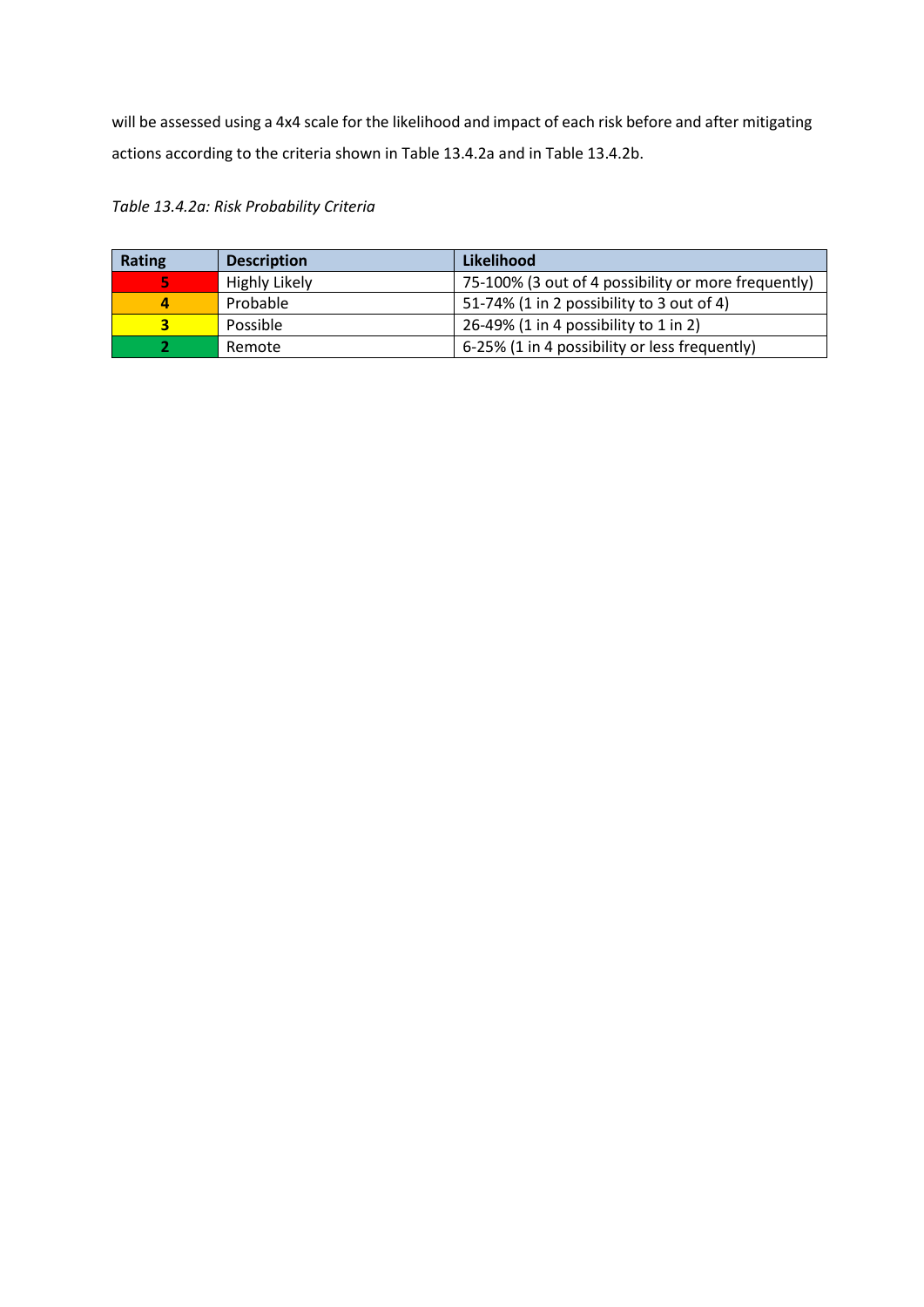will be assessed using a 4x4 scale for the likelihood and impact of each risk before and after mitigating actions according to the criteria shown in Table 13.4.2a and in Table 13.4.2b.

*Table 13.4.2a: Risk Probability Criteria*

| Rating | Description | Likelihood |
|---|---|---|
| 5 | Highly Likely | 75-100% (3 out of 4 possibility or more frequently) |
| 4 | Probable | 51-74% (1 in 2 possibility to 3 out of 4) |
| 3 | Possible | 26-49% (1 in 4 possibility to 1 in 2) |
| 2 | Remote | 6-25% (1 in 4 possibility or less frequently) |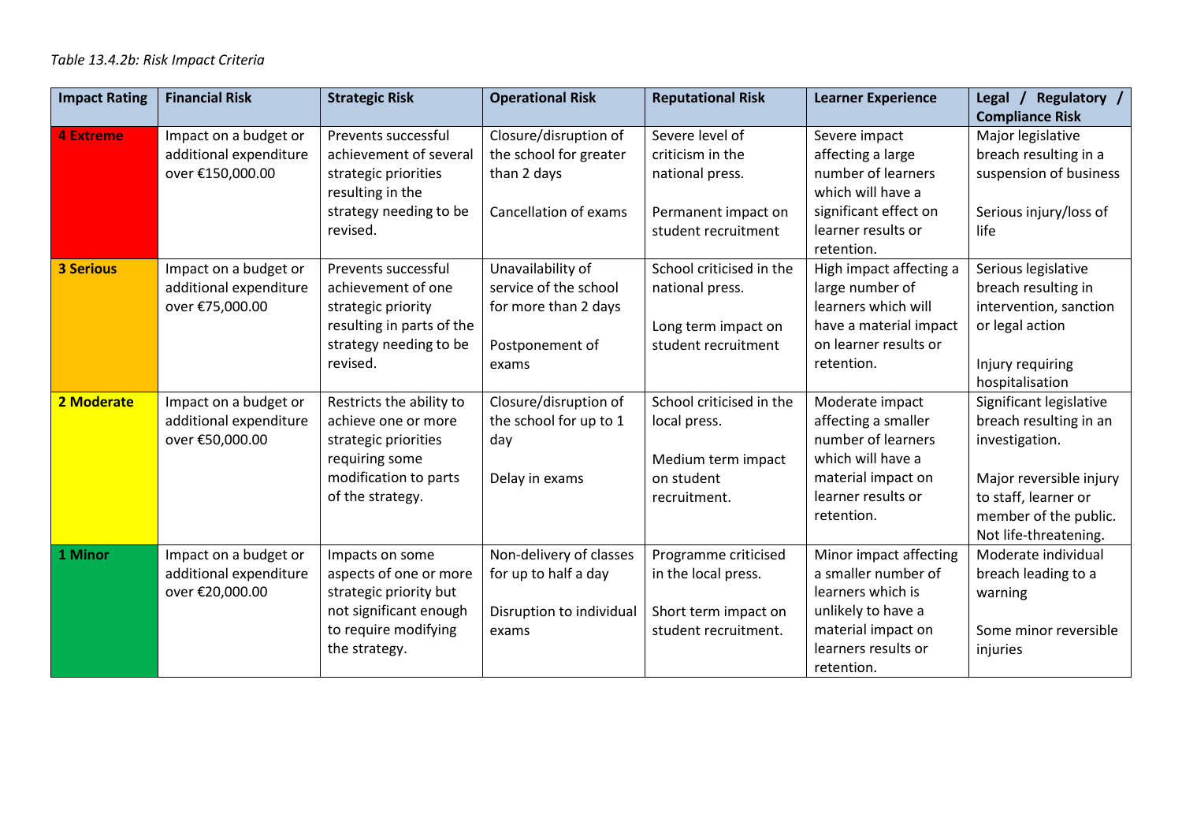*Table 13.4.2b: Risk Impact Criteria*

| Impact Rating | Financial Risk | Strategic Risk | Operational Risk | Reputational Risk | Learner Experience | Legal / Regulatory / Compliance Risk |
|---|---|---|---|---|---|---|
| **4 Extreme** | Impact on a budget or additional expenditure over €150,000.00 | Prevents successful achievement of several strategic priorities resulting in the strategy needing to be revised. | Closure/disruption of the school for greater than 2 days<br><br>Cancellation of exams | Severe level of criticism in the national press.<br><br>Permanent impact on student recruitment | Severe impact affecting a large number of learners which will have a significant effect on learner results or retention. | Major legislative breach resulting in a suspension of business<br><br>Serious injury/loss of life |
| **3 Serious** | Impact on a budget or additional expenditure over €75,000.00 | Prevents successful achievement of one strategic priority resulting in parts of the strategy needing to be revised. | Unavailability of service of the school for more than 2 days<br><br>Postponement of exams | School criticised in the national press.<br><br>Long term impact on student recruitment | High impact affecting a large number of learners which will have a material impact on learner results or retention. | Serious legislative breach resulting in intervention, sanction or legal action<br><br>Injury requiring hospitalisation |
| **2 Moderate** | Impact on a budget or additional expenditure over €50,000.00 | Restricts the ability to achieve one or more strategic priorities requiring some modification to parts of the strategy. | Closure/disruption of the school for up to 1 day<br><br>Delay in exams | School criticised in the local press.<br><br>Medium term impact on student recruitment. | Moderate impact affecting a smaller number of learners which will have a material impact on learner results or retention. | Significant legislative breach resulting in an investigation.<br><br>Major reversible injury to staff, learner or member of the public. Not life-threatening. |
| **1 Minor** | Impact on a budget or additional expenditure over €20,000.00 | Impacts on some aspects of one or more strategic priority but not significant enough to require modifying the strategy. | Non-delivery of classes for up to half a day<br><br>Disruption to individual exams | Programme criticised in the local press.<br><br>Short term impact on student recruitment. | Minor impact affecting a smaller number of learners which is unlikely to have a material impact on learners results or retention. | Moderate individual breach leading to a warning<br><br>Some minor reversible injuries |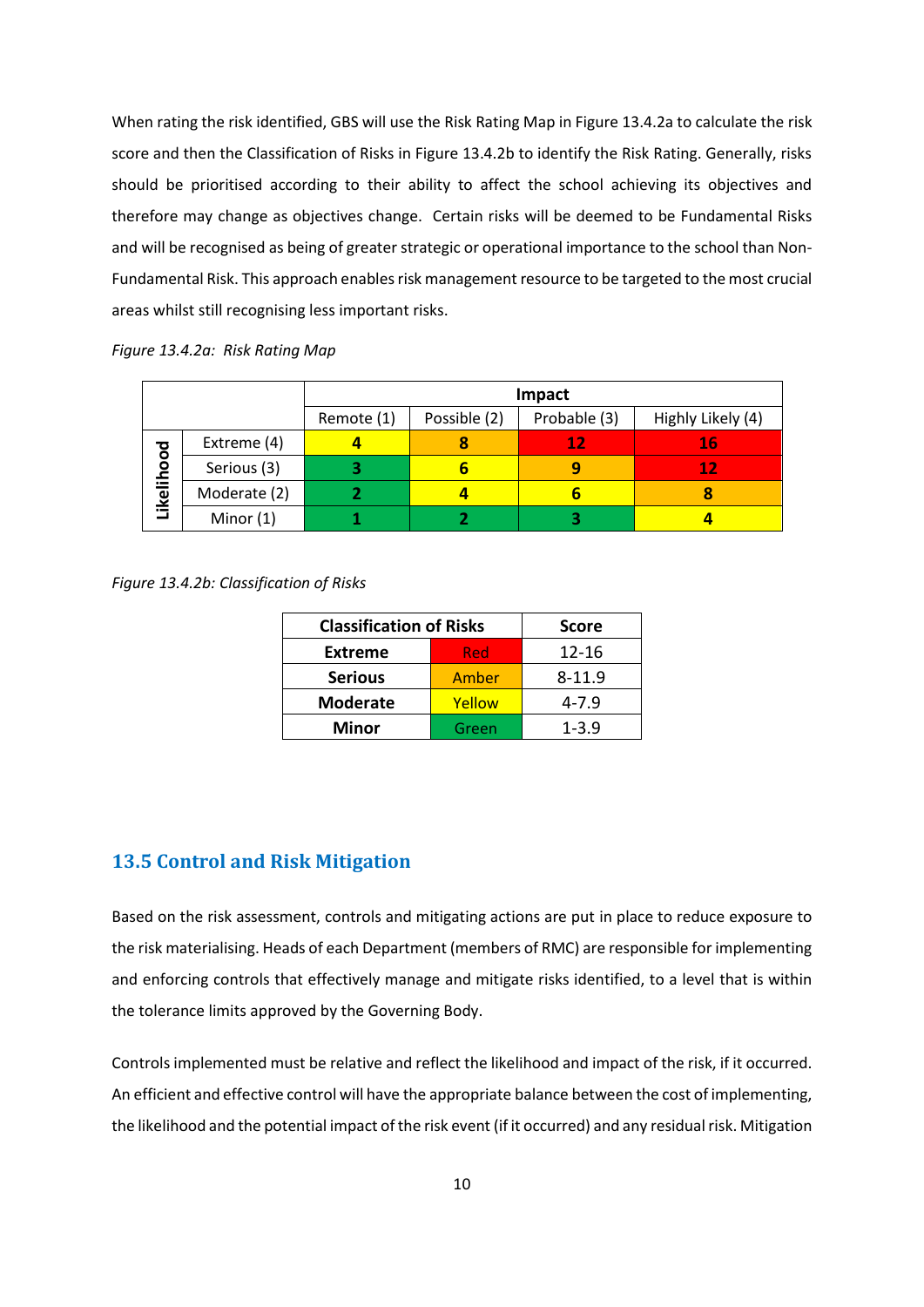When rating the risk identified, GBS will use the Risk Rating Map in Figure 13.4.2a to calculate the risk score and then the Classification of Risks in Figure 13.4.2b to identify the Risk Rating. Generally, risks should be prioritised according to their ability to affect the school achieving its objectives and therefore may change as objectives change. Certain risks will be deemed to be Fundamental Risks and will be recognised as being of greater strategic or operational importance to the school than Non-Fundamental Risk. This approach enables risk management resource to be targeted to the most crucial areas whilst still recognising less important risks.

*Figure 13.4.2a: Risk Rating Map*

| | | **Impact** | | | |
|---|---|---|---|---|---|
| | | Remote (1) | Possible (2) | Probable (3) | Highly Likely (4) |
| **Likelihood** | Extreme (4) | **4** | **8** | **12** | **16** |
| | Serious (3) | **3** | **6** | **9** | **12** |
| | Moderate (2) | **2** | **4** | **6** | **8** |
| | Minor (1) | **1** | **2** | **3** | **4** |

*Figure 13.4.2b: Classification of Risks*

| **Classification of Risks** | | **Score** |
|---|---|---|
| **Extreme** | Red | 12-16 |
| **Serious** | Amber | 8-11.9 |
| **Moderate** | Yellow | 4-7.9 |
| **Minor** | Green | 1-3.9 |

## 13.5 Control and Risk Mitigation

Based on the risk assessment, controls and mitigating actions are put in place to reduce exposure to the risk materialising. Heads of each Department (members of RMC) are responsible for implementing and enforcing controls that effectively manage and mitigate risks identified, to a level that is within the tolerance limits approved by the Governing Body.

Controls implemented must be relative and reflect the likelihood and impact of the risk, if it occurred. An efficient and effective control will have the appropriate balance between the cost of implementing, the likelihood and the potential impact of the risk event (if it occurred) and any residual risk. Mitigation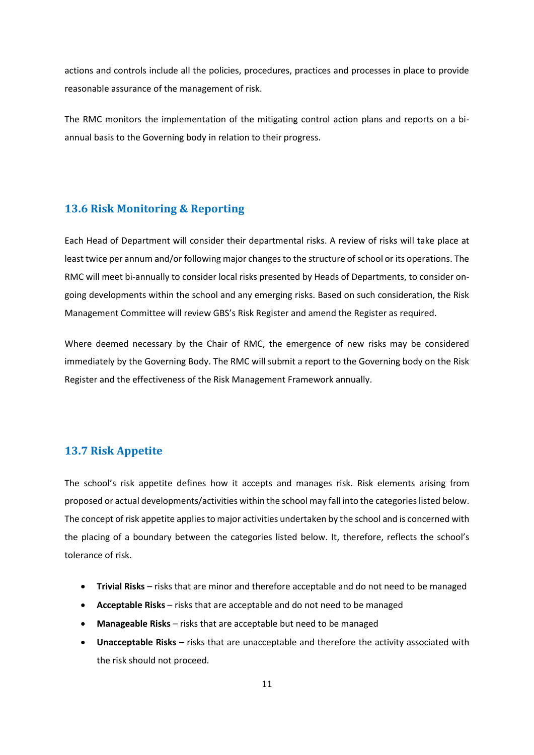actions and controls include all the policies, procedures, practices and processes in place to provide reasonable assurance of the management of risk.

The RMC monitors the implementation of the mitigating control action plans and reports on a bi-annual basis to the Governing body in relation to their progress.

## 13.6 Risk Monitoring & Reporting

Each Head of Department will consider their departmental risks. A review of risks will take place at least twice per annum and/or following major changes to the structure of school or its operations. The RMC will meet bi-annually to consider local risks presented by Heads of Departments, to consider on-going developments within the school and any emerging risks. Based on such consideration, the Risk Management Committee will review GBS's Risk Register and amend the Register as required.

Where deemed necessary by the Chair of RMC, the emergence of new risks may be considered immediately by the Governing Body. The RMC will submit a report to the Governing body on the Risk Register and the effectiveness of the Risk Management Framework annually.

## 13.7 Risk Appetite

The school's risk appetite defines how it accepts and manages risk. Risk elements arising from proposed or actual developments/activities within the school may fall into the categories listed below. The concept of risk appetite applies to major activities undertaken by the school and is concerned with the placing of a boundary between the categories listed below. It, therefore, reflects the school's tolerance of risk.

- **Trivial Risks** – risks that are minor and therefore acceptable and do not need to be managed
- **Acceptable Risks** – risks that are acceptable and do not need to be managed
- **Manageable Risks** – risks that are acceptable but need to be managed
- **Unacceptable Risks** – risks that are unacceptable and therefore the activity associated with the risk should not proceed.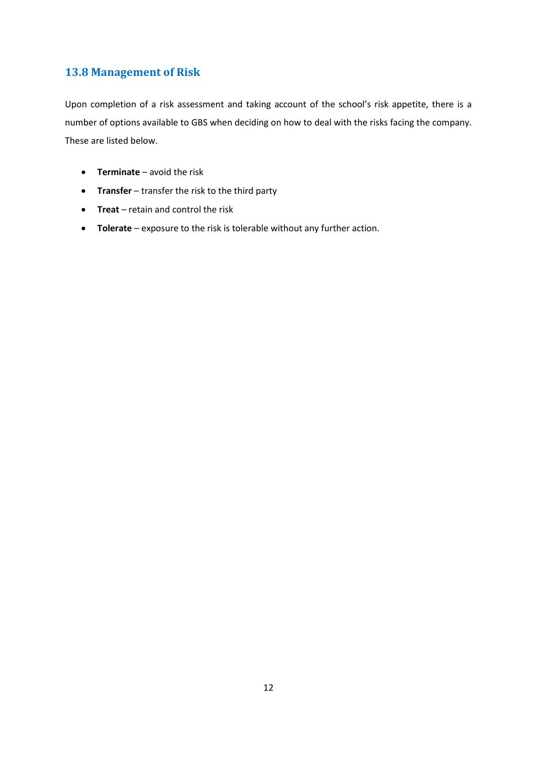## 13.8 Management of Risk

Upon completion of a risk assessment and taking account of the school's risk appetite, there is a number of options available to GBS when deciding on how to deal with the risks facing the company. These are listed below.

- **Terminate** – avoid the risk
- **Transfer** – transfer the risk to the third party
- **Treat** – retain and control the risk
- **Tolerate** – exposure to the risk is tolerable without any further action.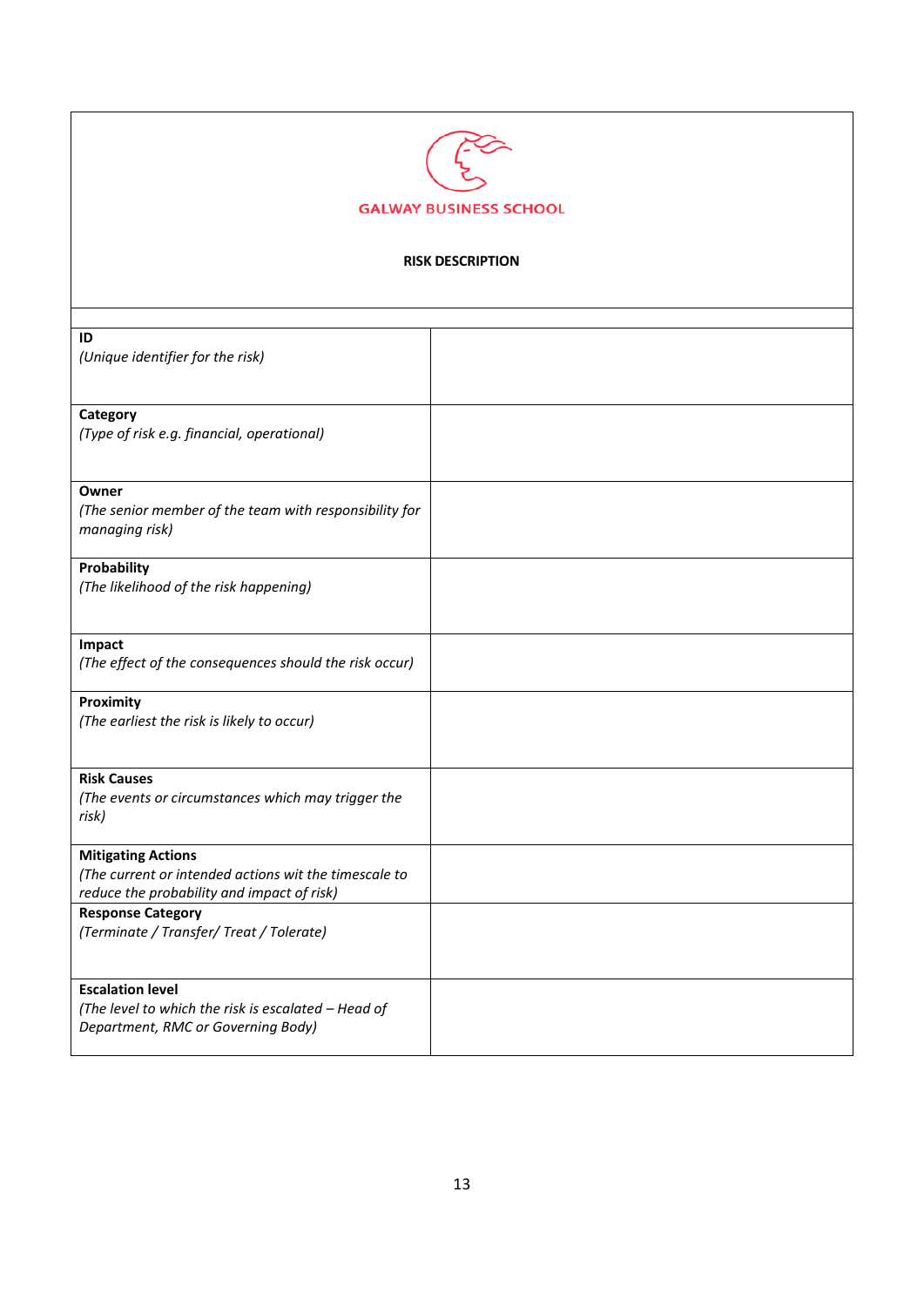GALWAY BUSINESS SCHOOL

**RISK DESCRIPTION**

| | |
|---|---|
| **ID**<br>*(Unique identifier for the risk)* | |
| **Category**<br>*(Type of risk e.g. financial, operational)* | |
| **Owner**<br>*(The senior member of the team with responsibility for managing risk)* | |
| **Probability**<br>*(The likelihood of the risk happening)* | |
| **Impact**<br>*(The effect of the consequences should the risk occur)* | |
| **Proximity**<br>*(The earliest the risk is likely to occur)* | |
| **Risk Causes**<br>*(The events or circumstances which may trigger the risk)* | |
| **Mitigating Actions**<br>*(The current or intended actions wit the timescale to reduce the probability and impact of risk)* | |
| **Response Category**<br>*(Terminate / Transfer/ Treat / Tolerate)* | |
| **Escalation level**<br>*(The level to which the risk is escalated – Head of Department, RMC or Governing Body)* | |